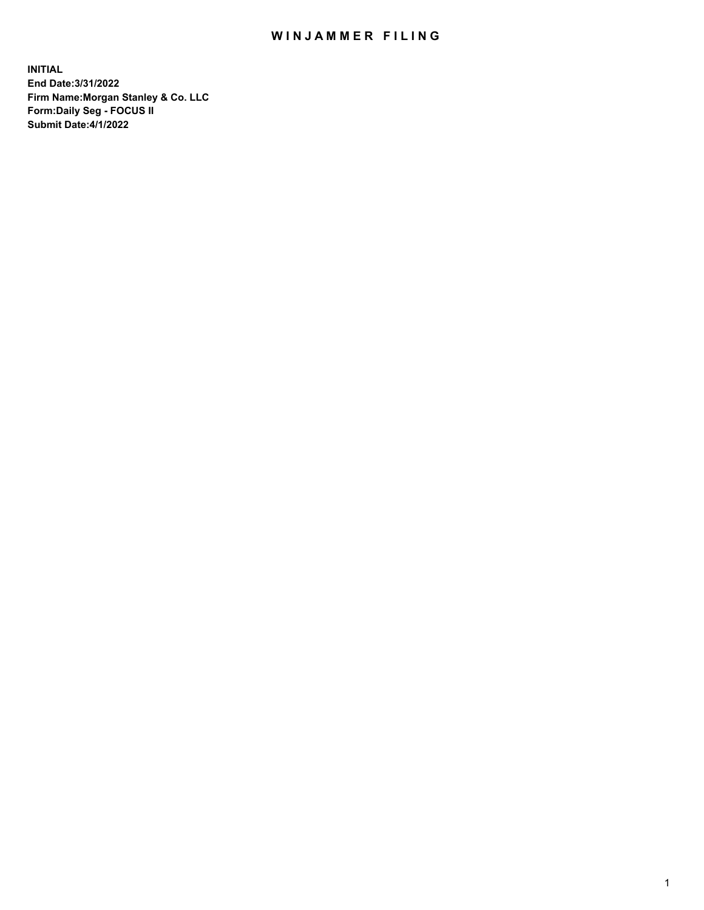# WINJAMMER FILING

**INITIAL**
**End Date:3/31/2022**
**Firm Name:Morgan Stanley & Co. LLC**
**Form:Daily Seg - FOCUS II**
**Submit Date:4/1/2022**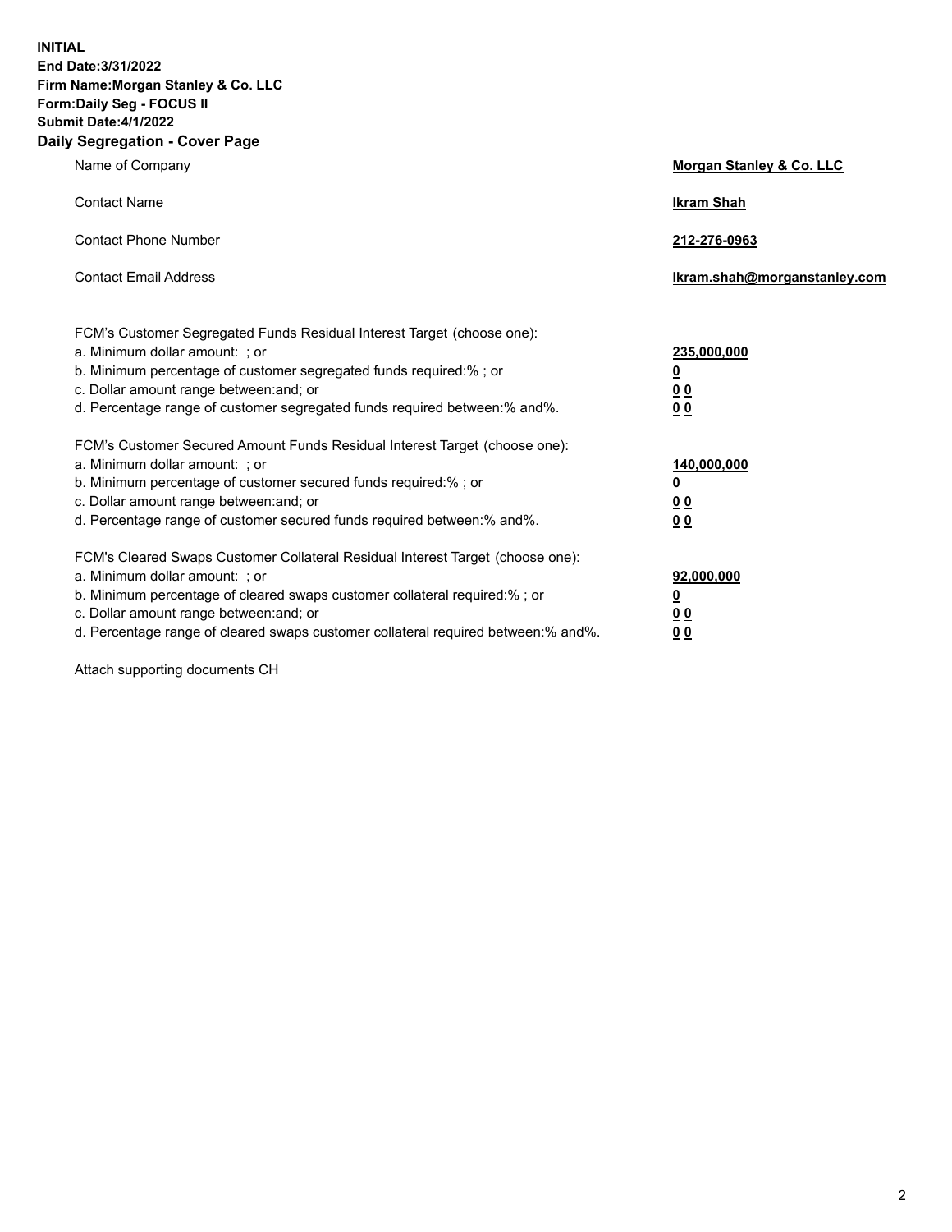**INITIAL**
**End Date:3/31/2022**
**Firm Name:Morgan Stanley & Co. LLC**
**Form:Daily Seg - FOCUS II**
**Submit Date:4/1/2022**

## Daily Segregation - Cover Page

| | |
|---|---|
| Name of Company | **Morgan Stanley & Co. LLC** |
| Contact Name | **Ikram Shah** |
| Contact Phone Number | **212-276-0963** |
| Contact Email Address | **Ikram.shah@morganstanley.com** |

| | |
|---|---|
| FCM's Customer Segregated Funds Residual Interest Target (choose one): | |
| a. Minimum dollar amount: ; or | **235,000,000** |
| b. Minimum percentage of customer segregated funds required:% ; or | **0** |
| c. Dollar amount range between:and; or | **0 0** |
| d. Percentage range of customer segregated funds required between:% and%. | **0 0** |
| FCM's Customer Secured Amount Funds Residual Interest Target (choose one): | |
| a. Minimum dollar amount: ; or | **140,000,000** |
| b. Minimum percentage of customer secured funds required:% ; or | **0** |
| c. Dollar amount range between:and; or | **0 0** |
| d. Percentage range of customer secured funds required between:% and%. | **0 0** |
| FCM's Cleared Swaps Customer Collateral Residual Interest Target (choose one): | |
| a. Minimum dollar amount: ; or | **92,000,000** |
| b. Minimum percentage of cleared swaps customer collateral required:% ; or | **0** |
| c. Dollar amount range between:and; or | **0 0** |
| d. Percentage range of cleared swaps customer collateral required between:% and%. | **0 0** |

Attach supporting documents CH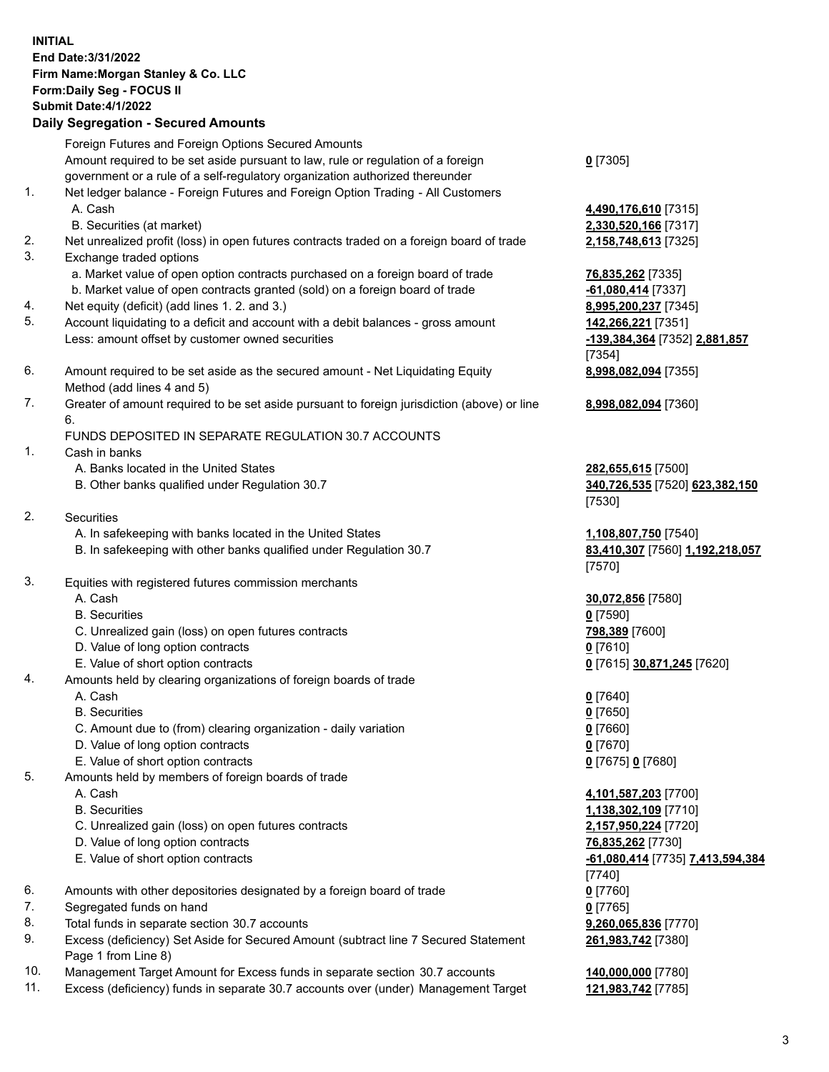**INITIAL**
**End Date:3/31/2022**
**Firm Name:Morgan Stanley & Co. LLC**
**Form:Daily Seg - FOCUS II**
**Submit Date:4/1/2022**

## Daily Segregation - Secured Amounts

| | | |
|---|---|---|
| | Foreign Futures and Foreign Options Secured Amounts | |
| | Amount required to be set aside pursuant to law, rule or regulation of a foreign government or a rule of a self-regulatory organization authorized thereunder | **0** [7305] |
| 1. | Net ledger balance - Foreign Futures and Foreign Option Trading - All Customers | |
| | A. Cash | **4,490,176,610** [7315] |
| | B. Securities (at market) | **2,330,520,166** [7317] |
| 2. | Net unrealized profit (loss) in open futures contracts traded on a foreign board of trade | **2,158,748,613** [7325] |
| 3. | Exchange traded options | |
| | a. Market value of open option contracts purchased on a foreign board of trade | **76,835,262** [7335] |
| | b. Market value of open contracts granted (sold) on a foreign board of trade | **-61,080,414** [7337] |
| 4. | Net equity (deficit) (add lines 1. 2. and 3.) | **8,995,200,237** [7345] |
| 5. | Account liquidating to a deficit and account with a debit balances - gross amount | **142,266,221** [7351] |
| | Less: amount offset by customer owned securities | **-139,384,364** [7352] **2,881,857** [7354] |
| 6. | Amount required to be set aside as the secured amount - Net Liquidating Equity Method (add lines 4 and 5) | **8,998,082,094** [7355] |
| 7. | Greater of amount required to be set aside pursuant to foreign jurisdiction (above) or line 6. | **8,998,082,094** [7360] |
| | FUNDS DEPOSITED IN SEPARATE REGULATION 30.7 ACCOUNTS | |
| 1. | Cash in banks | |
| | A. Banks located in the United States | **282,655,615** [7500] |
| | B. Other banks qualified under Regulation 30.7 | **340,726,535** [7520] **623,382,150** [7530] |
| 2. | Securities | |
| | A. In safekeeping with banks located in the United States | **1,108,807,750** [7540] |
| | B. In safekeeping with other banks qualified under Regulation 30.7 | **83,410,307** [7560] **1,192,218,057** [7570] |
| 3. | Equities with registered futures commission merchants | |
| | A. Cash | **30,072,856** [7580] |
| | B. Securities | **0** [7590] |
| | C. Unrealized gain (loss) on open futures contracts | **798,389** [7600] |
| | D. Value of long option contracts | **0** [7610] |
| | E. Value of short option contracts | **0** [7615] **30,871,245** [7620] |
| 4. | Amounts held by clearing organizations of foreign boards of trade | |
| | A. Cash | **0** [7640] |
| | B. Securities | **0** [7650] |
| | C. Amount due to (from) clearing organization - daily variation | **0** [7660] |
| | D. Value of long option contracts | **0** [7670] |
| | E. Value of short option contracts | **0** [7675] **0** [7680] |
| 5. | Amounts held by members of foreign boards of trade | |
| | A. Cash | **4,101,587,203** [7700] |
| | B. Securities | **1,138,302,109** [7710] |
| | C. Unrealized gain (loss) on open futures contracts | **2,157,950,224** [7720] |
| | D. Value of long option contracts | **76,835,262** [7730] |
| | E. Value of short option contracts | **-61,080,414** [7735] **7,413,594,384** [7740] |
| 6. | Amounts with other depositories designated by a foreign board of trade | **0** [7760] |
| 7. | Segregated funds on hand | **0** [7765] |
| 8. | Total funds in separate section 30.7 accounts | **9,260,065,836** [7770] |
| 9. | Excess (deficiency) Set Aside for Secured Amount (subtract line 7 Secured Statement Page 1 from Line 8) | **261,983,742** [7380] |
| 10. | Management Target Amount for Excess funds in separate section 30.7 accounts | **140,000,000** [7780] |
| 11. | Excess (deficiency) funds in separate 30.7 accounts over (under) Management Target | **121,983,742** [7785] |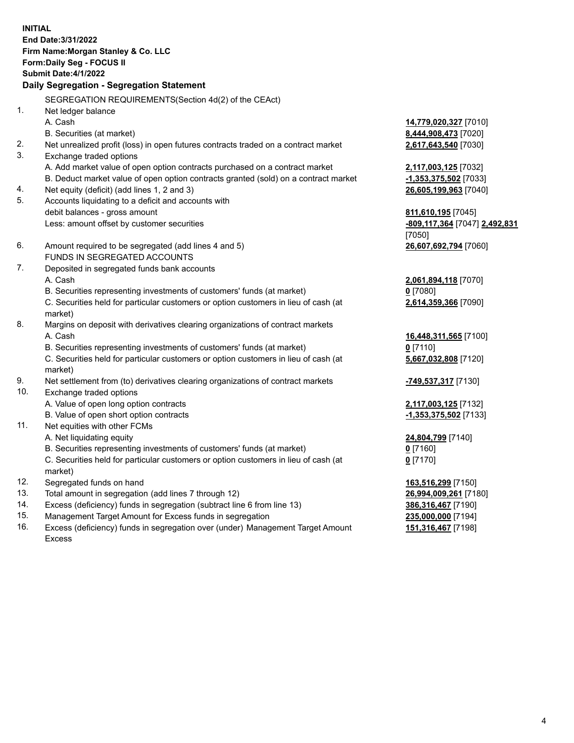**INITIAL**
**End Date:3/31/2022**
**Firm Name:Morgan Stanley & Co. LLC**
**Form:Daily Seg - FOCUS II**
**Submit Date:4/1/2022**

### Daily Segregation - Segregation Statement

SEGREGATION REQUIREMENTS(Section 4d(2) of the CEAct)

| | | |
|---|---|---|
| 1. | Net ledger balance | |
| | A. Cash | **14,779,020,327** [7010] |
| | B. Securities (at market) | **8,444,908,473** [7020] |
| 2. | Net unrealized profit (loss) in open futures contracts traded on a contract market | **2,617,643,540** [7030] |
| 3. | Exchange traded options | |
| | A. Add market value of open option contracts purchased on a contract market | **2,117,003,125** [7032] |
| | B. Deduct market value of open option contracts granted (sold) on a contract market | **-1,353,375,502** [7033] |
| 4. | Net equity (deficit) (add lines 1, 2 and 3) | **26,605,199,963** [7040] |
| 5. | Accounts liquidating to a deficit and accounts with debit balances - gross amount | **811,610,195** [7045] |
| | Less: amount offset by customer securities | **-809,117,364** [7047] **2,492,831** [7050] |
| 6. | Amount required to be segregated (add lines 4 and 5) | **26,607,692,794** [7060] |
| | FUNDS IN SEGREGATED ACCOUNTS | |
| 7. | Deposited in segregated funds bank accounts | |
| | A. Cash | **2,061,894,118** [7070] |
| | B. Securities representing investments of customers' funds (at market) | **0** [7080] |
| | C. Securities held for particular customers or option customers in lieu of cash (at market) | **2,614,359,366** [7090] |
| 8. | Margins on deposit with derivatives clearing organizations of contract markets | |
| | A. Cash | **16,448,311,565** [7100] |
| | B. Securities representing investments of customers' funds (at market) | **0** [7110] |
| | C. Securities held for particular customers or option customers in lieu of cash (at market) | **5,667,032,808** [7120] |
| 9. | Net settlement from (to) derivatives clearing organizations of contract markets | **-749,537,317** [7130] |
| 10. | Exchange traded options | |
| | A. Value of open long option contracts | **2,117,003,125** [7132] |
| | B. Value of open short option contracts | **-1,353,375,502** [7133] |
| 11. | Net equities with other FCMs | |
| | A. Net liquidating equity | **24,804,799** [7140] |
| | B. Securities representing investments of customers' funds (at market) | **0** [7160] |
| | C. Securities held for particular customers or option customers in lieu of cash (at market) | **0** [7170] |
| 12. | Segregated funds on hand | **163,516,299** [7150] |
| 13. | Total amount in segregation (add lines 7 through 12) | **26,994,009,261** [7180] |
| 14. | Excess (deficiency) funds in segregation (subtract line 6 from line 13) | **386,316,467** [7190] |
| 15. | Management Target Amount for Excess funds in segregation | **235,000,000** [7194] |
| 16. | Excess (deficiency) funds in segregation over (under) Management Target Amount Excess | **151,316,467** [7198] |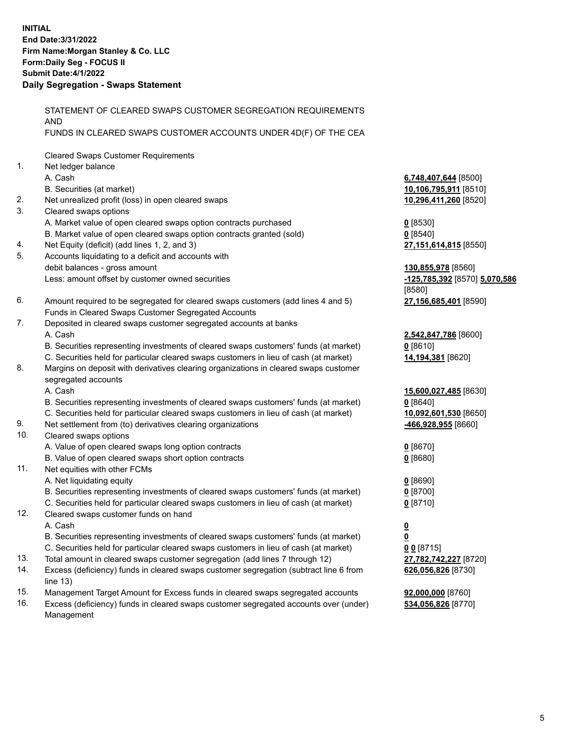**INITIAL**
**End Date:3/31/2022**
**Firm Name:Morgan Stanley & Co. LLC**
**Form:Daily Seg - FOCUS II**
**Submit Date:4/1/2022**

## Daily Segregation - Swaps Statement

STATEMENT OF CLEARED SWAPS CUSTOMER SEGREGATION REQUIREMENTS AND FUNDS IN CLEARED SWAPS CUSTOMER ACCOUNTS UNDER 4D(F) OF THE CEA

| | | |
|---|---|---|
| | Cleared Swaps Customer Requirements | |
| 1. | Net ledger balance | |
| | A. Cash | 6,748,407,644 [8500] |
| | B. Securities (at market) | 10,106,795,911 [8510] |
| 2. | Net unrealized profit (loss) in open cleared swaps | 10,296,411,260 [8520] |
| 3. | Cleared swaps options | |
| | A. Market value of open cleared swaps option contracts purchased | 0 [8530] |
| | B. Market value of open cleared swaps option contracts granted (sold) | 0 [8540] |
| 4. | Net Equity (deficit) (add lines 1, 2, and 3) | 27,151,614,815 [8550] |
| 5. | Accounts liquidating to a deficit and accounts with debit balances - gross amount | 130,855,978 [8560] |
| | Less: amount offset by customer owned securities | -125,785,392 [8570] 5,070,586 [8580] |
| 6. | Amount required to be segregated for cleared swaps customers (add lines 4 and 5) | 27,156,685,401 [8590] |
| | Funds in Cleared Swaps Customer Segregated Accounts | |
| 7. | Deposited in cleared swaps customer segregated accounts at banks | |
| | A. Cash | 2,542,847,786 [8600] |
| | B. Securities representing investments of cleared swaps customers' funds (at market) | 0 [8610] |
| | C. Securities held for particular cleared swaps customers in lieu of cash (at market) | 14,194,381 [8620] |
| 8. | Margins on deposit with derivatives clearing organizations in cleared swaps customer segregated accounts | |
| | A. Cash | 15,600,027,485 [8630] |
| | B. Securities representing investments of cleared swaps customers' funds (at market) | 0 [8640] |
| | C. Securities held for particular cleared swaps customers in lieu of cash (at market) | 10,092,601,530 [8650] |
| 9. | Net settlement from (to) derivatives clearing organizations | -466,928,955 [8660] |
| 10. | Cleared swaps options | |
| | A. Value of open cleared swaps long option contracts | 0 [8670] |
| | B. Value of open cleared swaps short option contracts | 0 [8680] |
| 11. | Net equities with other FCMs | |
| | A. Net liquidating equity | 0 [8690] |
| | B. Securities representing investments of cleared swaps customers' funds (at market) | 0 [8700] |
| | C. Securities held for particular cleared swaps customers in lieu of cash (at market) | 0 [8710] |
| 12. | Cleared swaps customer funds on hand | |
| | A. Cash | 0 |
| | B. Securities representing investments of cleared swaps customers' funds (at market) | 0 |
| | C. Securities held for particular cleared swaps customers in lieu of cash (at market) | 0 0 [8715] |
| 13. | Total amount in cleared swaps customer segregation (add lines 7 through 12) | 27,782,742,227 [8720] |
| 14. | Excess (deficiency) funds in cleared swaps customer segregation (subtract line 6 from line 13) | 626,056,826 [8730] |
| 15. | Management Target Amount for Excess funds in cleared swaps segregated accounts | 92,000,000 [8760] |
| 16. | Excess (deficiency) funds in cleared swaps customer segregated accounts over (under) Management | 534,056,826 [8770] |